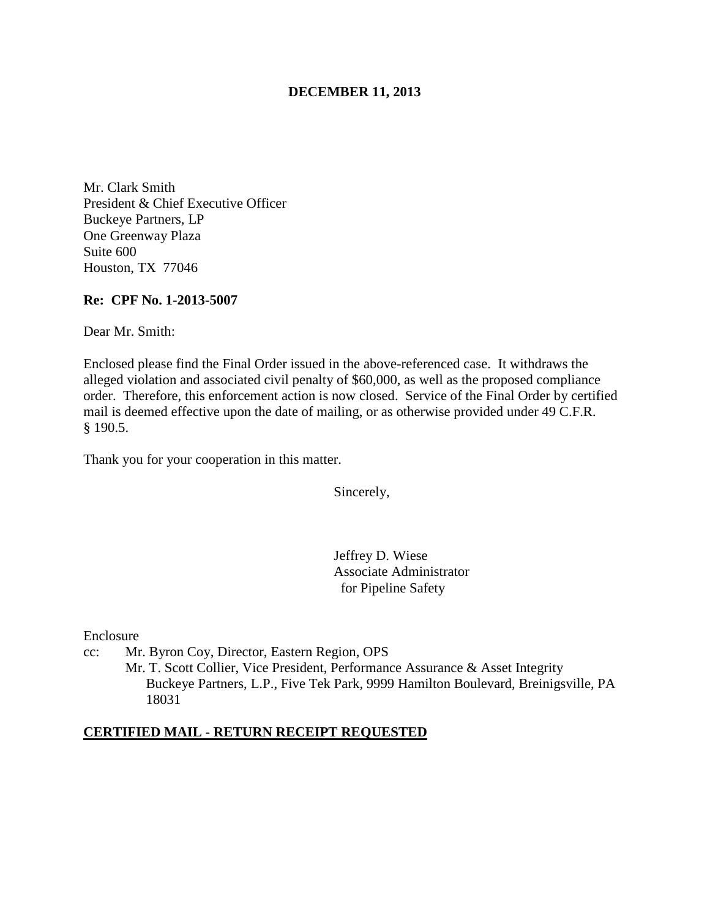**DECEMBER 11, 2013**

Mr. Clark Smith
President & Chief Executive Officer
Buckeye Partners, LP
One Greenway Plaza
Suite 600
Houston, TX 77046

**Re: CPF No. 1-2013-5007**

Dear Mr. Smith:

Enclosed please find the Final Order issued in the above-referenced case. It withdraws the alleged violation and associated civil penalty of $60,000, as well as the proposed compliance order. Therefore, this enforcement action is now closed. Service of the Final Order by certified mail is deemed effective upon the date of mailing, or as otherwise provided under 49 C.F.R. § 190.5.

Thank you for your cooperation in this matter.

Sincerely,

Jeffrey D. Wiese
Associate Administrator
for Pipeline Safety

Enclosure

cc: Mr. Byron Coy, Director, Eastern Region, OPS
Mr. T. Scott Collier, Vice President, Performance Assurance & Asset Integrity
Buckeye Partners, L.P., Five Tek Park, 9999 Hamilton Boulevard, Breinigsville, PA 18031

**CERTIFIED MAIL - RETURN RECEIPT REQUESTED**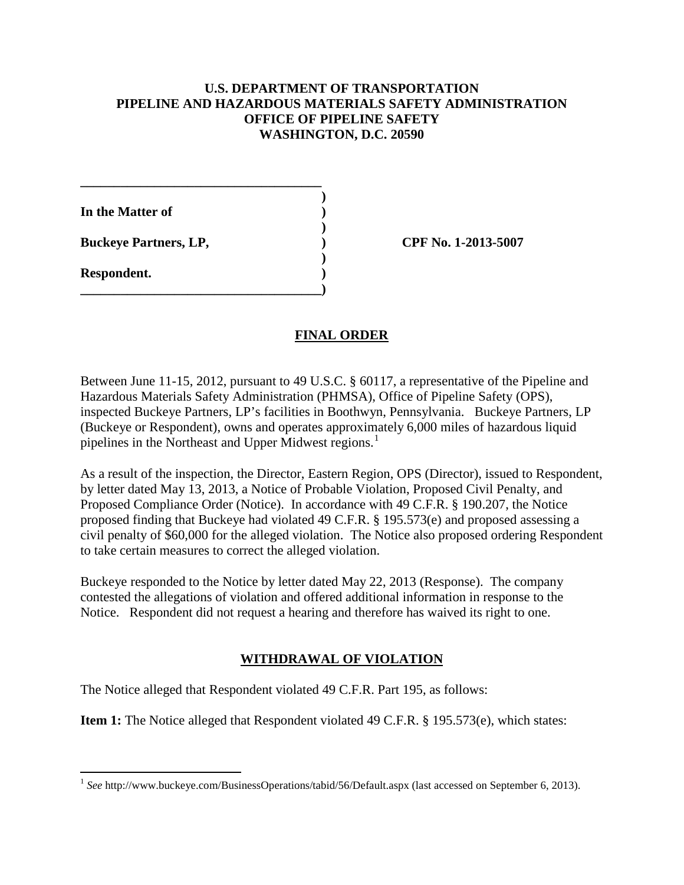**U.S. DEPARTMENT OF TRANSPORTATION**
**PIPELINE AND HAZARDOUS MATERIALS SAFETY ADMINISTRATION**
**OFFICE OF PIPELINE SAFETY**
**WASHINGTON, D.C. 20590**

**In the Matter of**

**Buckeye Partners, LP,** **CPF No. 1-2013-5007**

**Respondent.**

## FINAL ORDER

Between June 11-15, 2012, pursuant to 49 U.S.C. § 60117, a representative of the Pipeline and Hazardous Materials Safety Administration (PHMSA), Office of Pipeline Safety (OPS), inspected Buckeye Partners, LP's facilities in Boothwyn, Pennsylvania. Buckeye Partners, LP (Buckeye or Respondent), owns and operates approximately 6,000 miles of hazardous liquid pipelines in the Northeast and Upper Midwest regions.[1]

As a result of the inspection, the Director, Eastern Region, OPS (Director), issued to Respondent, by letter dated May 13, 2013, a Notice of Probable Violation, Proposed Civil Penalty, and Proposed Compliance Order (Notice). In accordance with 49 C.F.R. § 190.207, the Notice proposed finding that Buckeye had violated 49 C.F.R. § 195.573(e) and proposed assessing a civil penalty of $60,000 for the alleged violation. The Notice also proposed ordering Respondent to take certain measures to correct the alleged violation.

Buckeye responded to the Notice by letter dated May 22, 2013 (Response). The company contested the allegations of violation and offered additional information in response to the Notice. Respondent did not request a hearing and therefore has waived its right to one.

## WITHDRAWAL OF VIOLATION

The Notice alleged that Respondent violated 49 C.F.R. Part 195, as follows:

**Item 1:** The Notice alleged that Respondent violated 49 C.F.R. § 195.573(e), which states:

[1] *See* http://www.buckeye.com/BusinessOperations/tabid/56/Default.aspx (last accessed on September 6, 2013).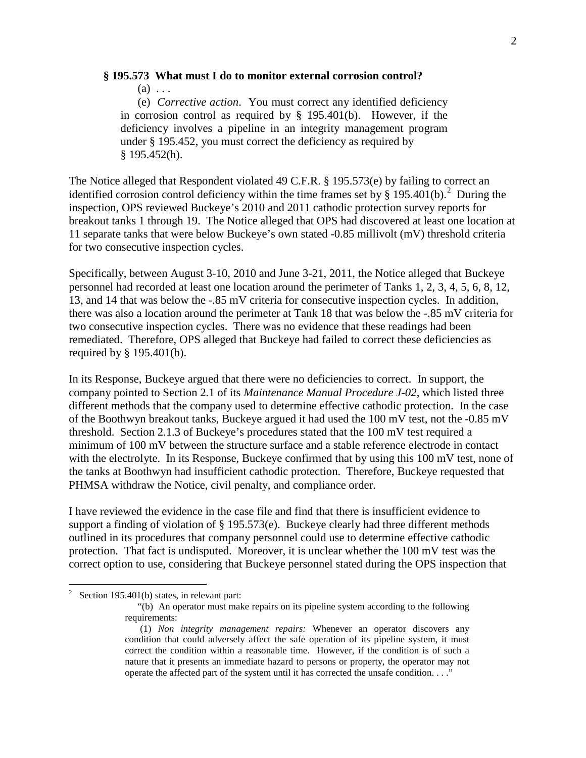**§ 195.573 What must I do to monitor external corrosion control?**

(a) . . .

(e) *Corrective action*. You must correct any identified deficiency in corrosion control as required by § 195.401(b). However, if the deficiency involves a pipeline in an integrity management program under § 195.452, you must correct the deficiency as required by § 195.452(h).

The Notice alleged that Respondent violated 49 C.F.R. § 195.573(e) by failing to correct an identified corrosion control deficiency within the time frames set by § 195.401(b).[2] During the inspection, OPS reviewed Buckeye's 2010 and 2011 cathodic protection survey reports for breakout tanks 1 through 19. The Notice alleged that OPS had discovered at least one location at 11 separate tanks that were below Buckeye's own stated -0.85 millivolt (mV) threshold criteria for two consecutive inspection cycles.

Specifically, between August 3-10, 2010 and June 3-21, 2011, the Notice alleged that Buckeye personnel had recorded at least one location around the perimeter of Tanks 1, 2, 3, 4, 5, 6, 8, 12, 13, and 14 that was below the -.85 mV criteria for consecutive inspection cycles. In addition, there was also a location around the perimeter at Tank 18 that was below the -.85 mV criteria for two consecutive inspection cycles. There was no evidence that these readings had been remediated. Therefore, OPS alleged that Buckeye had failed to correct these deficiencies as required by § 195.401(b).

In its Response, Buckeye argued that there were no deficiencies to correct. In support, the company pointed to Section 2.1 of its *Maintenance Manual Procedure J-02*, which listed three different methods that the company used to determine effective cathodic protection. In the case of the Boothwyn breakout tanks, Buckeye argued it had used the 100 mV test, not the -0.85 mV threshold. Section 2.1.3 of Buckeye's procedures stated that the 100 mV test required a minimum of 100 mV between the structure surface and a stable reference electrode in contact with the electrolyte. In its Response, Buckeye confirmed that by using this 100 mV test, none of the tanks at Boothwyn had insufficient cathodic protection. Therefore, Buckeye requested that PHMSA withdraw the Notice, civil penalty, and compliance order.

I have reviewed the evidence in the case file and find that there is insufficient evidence to support a finding of violation of § 195.573(e). Buckeye clearly had three different methods outlined in its procedures that company personnel could use to determine effective cathodic protection. That fact is undisputed. Moreover, it is unclear whether the 100 mV test was the correct option to use, considering that Buckeye personnel stated during the OPS inspection that

---

[2] Section 195.401(b) states, in relevant part:

> "(b) An operator must make repairs on its pipeline system according to the following requirements:
>
> (1) *Non integrity management repairs:* Whenever an operator discovers any condition that could adversely affect the safe operation of its pipeline system, it must correct the condition within a reasonable time. However, if the condition is of such a nature that it presents an immediate hazard to persons or property, the operator may not operate the affected part of the system until it has corrected the unsafe condition. . . ."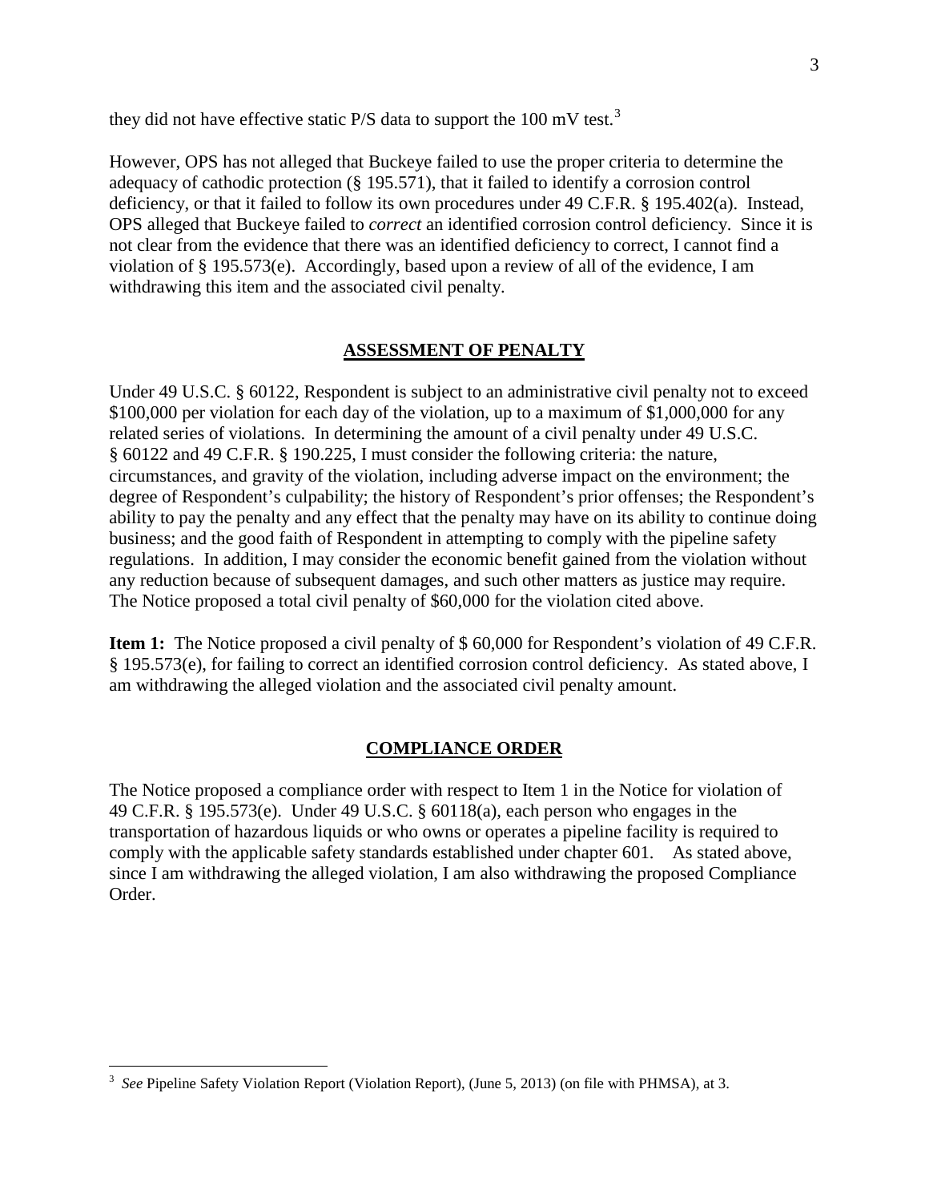they did not have effective static P/S data to support the 100 mV test.[3]

However, OPS has not alleged that Buckeye failed to use the proper criteria to determine the adequacy of cathodic protection (§ 195.571), that it failed to identify a corrosion control deficiency, or that it failed to follow its own procedures under 49 C.F.R. § 195.402(a). Instead, OPS alleged that Buckeye failed to *correct* an identified corrosion control deficiency. Since it is not clear from the evidence that there was an identified deficiency to correct, I cannot find a violation of § 195.573(e). Accordingly, based upon a review of all of the evidence, I am withdrawing this item and the associated civil penalty.

## ASSESSMENT OF PENALTY

Under 49 U.S.C. § 60122, Respondent is subject to an administrative civil penalty not to exceed $100,000 per violation for each day of the violation, up to a maximum of $1,000,000 for any related series of violations. In determining the amount of a civil penalty under 49 U.S.C. § 60122 and 49 C.F.R. § 190.225, I must consider the following criteria: the nature, circumstances, and gravity of the violation, including adverse impact on the environment; the degree of Respondent's culpability; the history of Respondent's prior offenses; the Respondent's ability to pay the penalty and any effect that the penalty may have on its ability to continue doing business; and the good faith of Respondent in attempting to comply with the pipeline safety regulations. In addition, I may consider the economic benefit gained from the violation without any reduction because of subsequent damages, and such other matters as justice may require. The Notice proposed a total civil penalty of $60,000 for the violation cited above.

**Item 1:** The Notice proposed a civil penalty of $ 60,000 for Respondent's violation of 49 C.F.R. § 195.573(e), for failing to correct an identified corrosion control deficiency. As stated above, I am withdrawing the alleged violation and the associated civil penalty amount.

## COMPLIANCE ORDER

The Notice proposed a compliance order with respect to Item 1 in the Notice for violation of 49 C.F.R. § 195.573(e). Under 49 U.S.C. § 60118(a), each person who engages in the transportation of hazardous liquids or who owns or operates a pipeline facility is required to comply with the applicable safety standards established under chapter 601. As stated above, since I am withdrawing the alleged violation, I am also withdrawing the proposed Compliance Order.

---

[3] *See* Pipeline Safety Violation Report (Violation Report), (June 5, 2013) (on file with PHMSA), at 3.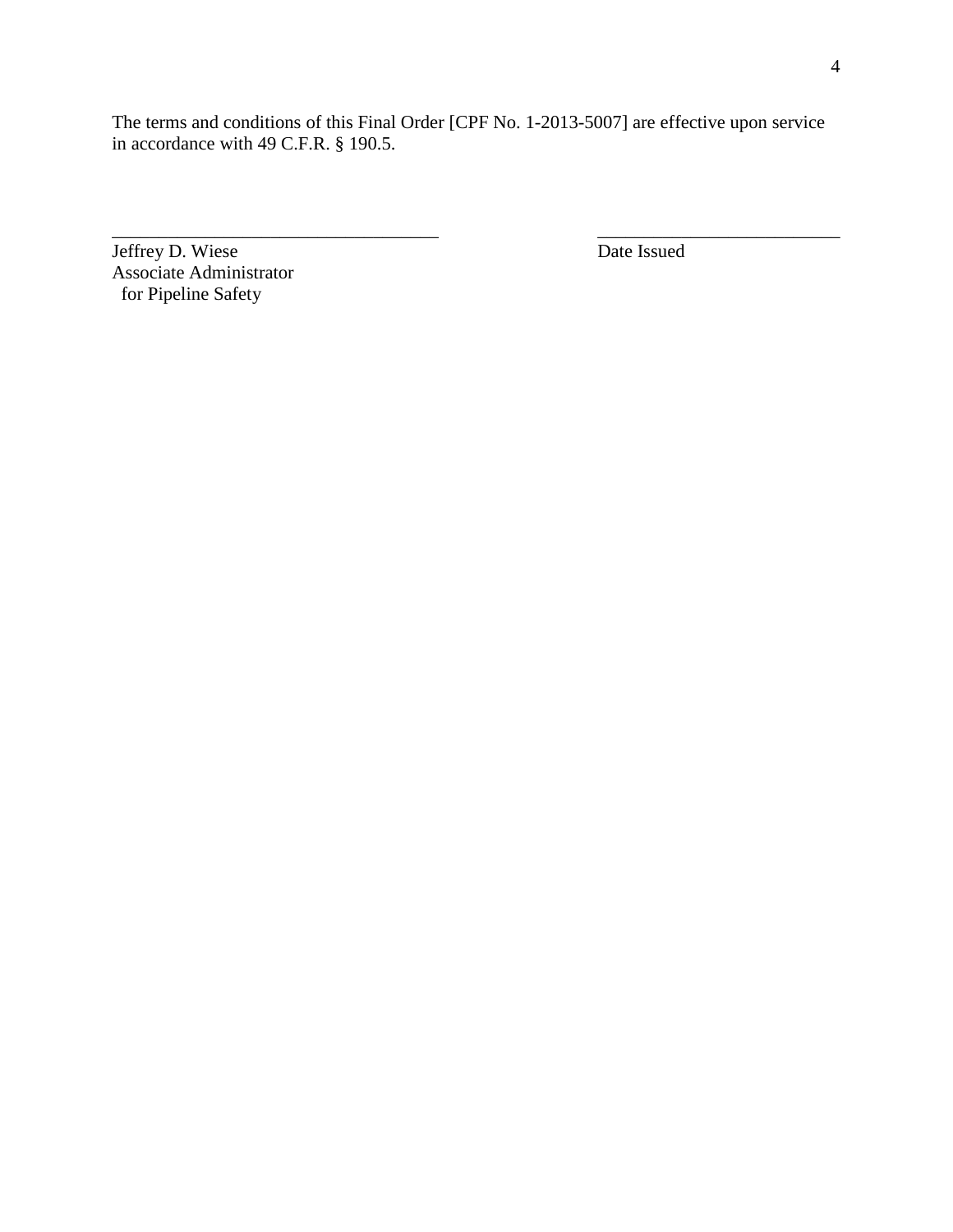The terms and conditions of this Final Order [CPF No. 1-2013-5007] are effective upon service in accordance with 49 C.F.R. § 190.5.

| | |
|---|---|
| \_\_\_\_\_\_\_\_\_\_\_\_\_\_\_\_\_\_\_\_\_\_\_\_\_\_\_\_\_\_\_\_\_\_\_\_ | \_\_\_\_\_\_\_\_\_\_\_\_\_\_\_\_\_\_\_\_\_\_\_\_\_\_\_ |
| Jeffrey D. Wiese<br>Associate Administrator<br>for Pipeline Safety | Date Issued |